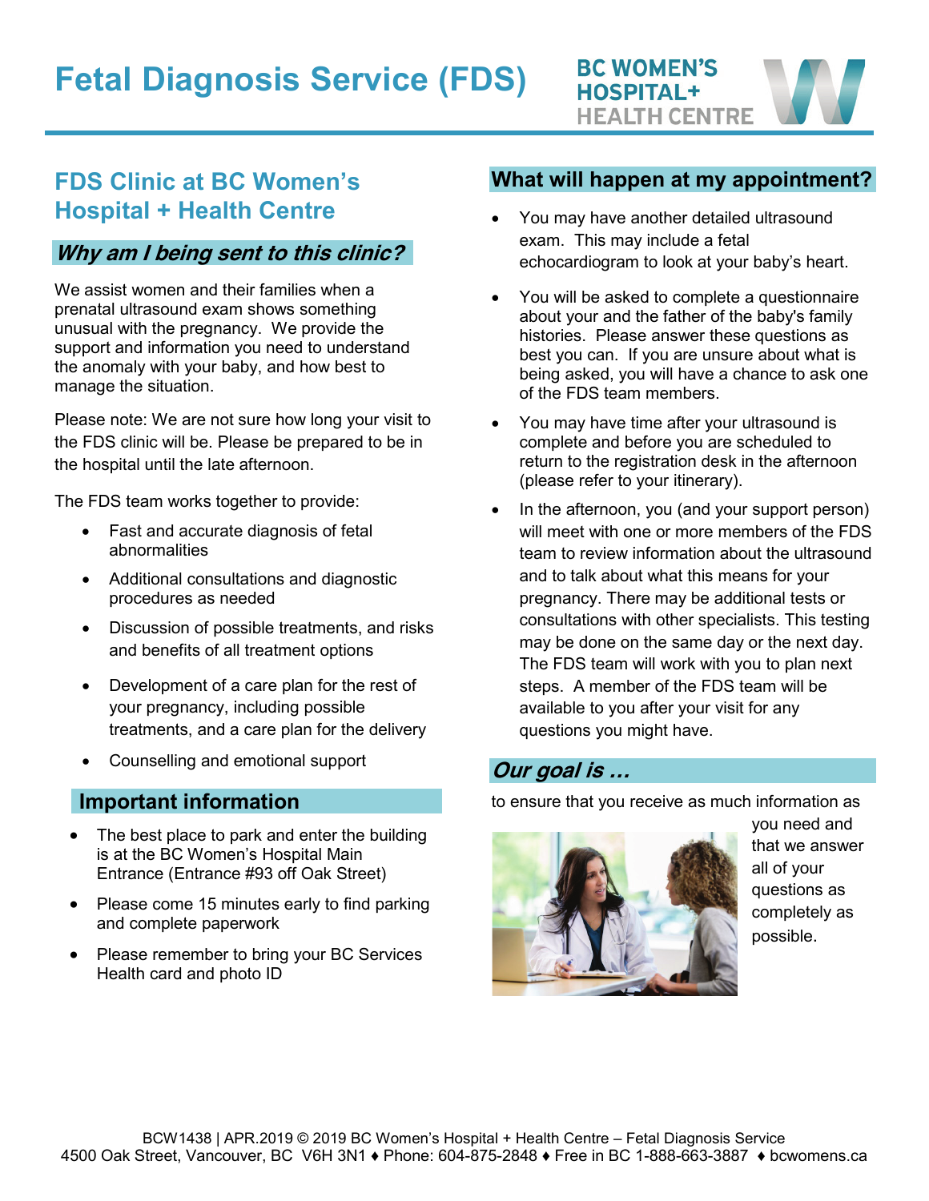# Fetal Diagnosis Service (FDS)

BC WOMEN'S HOSPITAL+ HEALTH CENTRE

## FDS Clinic at BC Women's Hospital + Health Centre

### *Why am I being sent to this clinic?*

We assist women and their families when a prenatal ultrasound exam shows something unusual with the pregnancy. We provide the support and information you need to understand the anomaly with your baby, and how best to manage the situation.

Please note: We are not sure how long your visit to the FDS clinic will be. Please be prepared to be in the hospital until the late afternoon.

The FDS team works together to provide:

- Fast and accurate diagnosis of fetal abnormalities
- Additional consultations and diagnostic procedures as needed
- Discussion of possible treatments, and risks and benefits of all treatment options
- Development of a care plan for the rest of your pregnancy, including possible treatments, and a care plan for the delivery
- Counselling and emotional support

### Important information

- The best place to park and enter the building is at the BC Women's Hospital Main Entrance (Entrance #93 off Oak Street)
- Please come 15 minutes early to find parking and complete paperwork
- Please remember to bring your BC Services Health card and photo ID

### What will happen at my appointment?

- You may have another detailed ultrasound exam. This may include a fetal echocardiogram to look at your baby's heart.
- You will be asked to complete a questionnaire about your and the father of the baby's family histories. Please answer these questions as best you can. If you are unsure about what is being asked, you will have a chance to ask one of the FDS team members.
- You may have time after your ultrasound is complete and before you are scheduled to return to the registration desk in the afternoon (please refer to your itinerary).
- In the afternoon, you (and your support person) will meet with one or more members of the FDS team to review information about the ultrasound and to talk about what this means for your pregnancy. There may be additional tests or consultations with other specialists. This testing may be done on the same day or the next day. The FDS team will work with you to plan next steps. A member of the FDS team will be available to you after your visit for any questions you might have.

### *Our goal is …*

to ensure that you receive as much information as you need and that we answer all of your questions as completely as possible.

BCW1438 | APR.2019 © 2019 BC Women's Hospital + Health Centre – Fetal Diagnosis Service
4500 Oak Street, Vancouver, BC V6H 3N1 ♦ Phone: 604-875-2848 ♦ Free in BC 1-888-663-3887 ♦ bcwomens.ca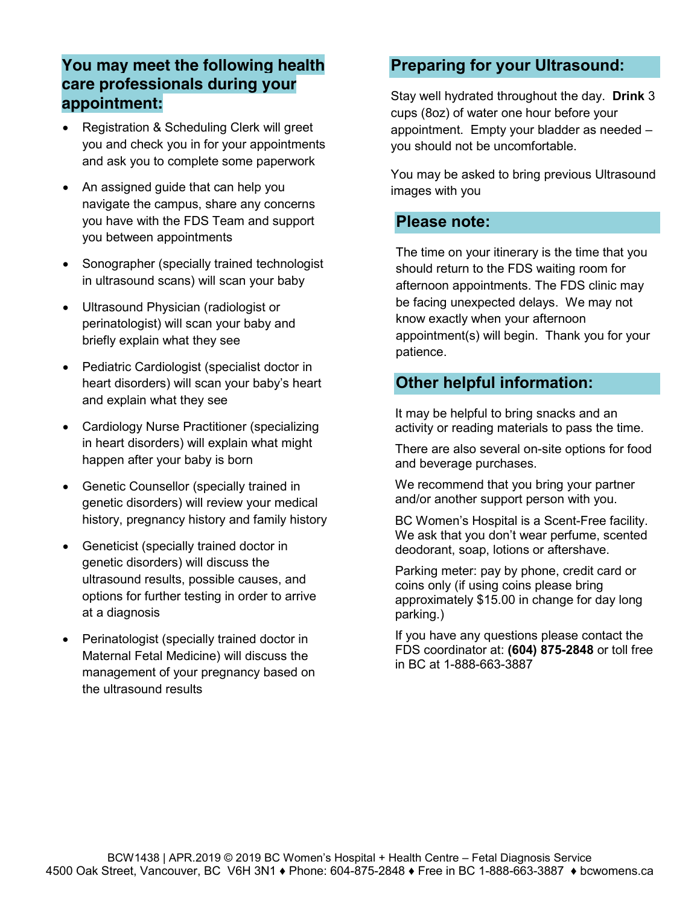## You may meet the following health care professionals during your appointment:

- Registration & Scheduling Clerk will greet you and check you in for your appointments and ask you to complete some paperwork
- An assigned guide that can help you navigate the campus, share any concerns you have with the FDS Team and support you between appointments
- Sonographer (specially trained technologist in ultrasound scans) will scan your baby
- Ultrasound Physician (radiologist or perinatologist) will scan your baby and briefly explain what they see
- Pediatric Cardiologist (specialist doctor in heart disorders) will scan your baby's heart and explain what they see
- Cardiology Nurse Practitioner (specializing in heart disorders) will explain what might happen after your baby is born
- Genetic Counsellor (specially trained in genetic disorders) will review your medical history, pregnancy history and family history
- Geneticist (specially trained doctor in genetic disorders) will discuss the ultrasound results, possible causes, and options for further testing in order to arrive at a diagnosis
- Perinatologist (specially trained doctor in Maternal Fetal Medicine) will discuss the management of your pregnancy based on the ultrasound results

## Preparing for your Ultrasound:

Stay well hydrated throughout the day. **Drink** 3 cups (8oz) of water one hour before your appointment. Empty your bladder as needed – you should not be uncomfortable.

You may be asked to bring previous Ultrasound images with you

## Please note:

The time on your itinerary is the time that you should return to the FDS waiting room for afternoon appointments. The FDS clinic may be facing unexpected delays. We may not know exactly when your afternoon appointment(s) will begin. Thank you for your patience.

## Other helpful information:

It may be helpful to bring snacks and an activity or reading materials to pass the time.

There are also several on-site options for food and beverage purchases.

We recommend that you bring your partner and/or another support person with you.

BC Women's Hospital is a Scent-Free facility. We ask that you don't wear perfume, scented deodorant, soap, lotions or aftershave.

Parking meter: pay by phone, credit card or coins only (if using coins please bring approximately $15.00 in change for day long parking.)

If you have any questions please contact the FDS coordinator at: **(604) 875-2848** or toll free in BC at 1-888-663-3887

BCW1438 | APR.2019 © 2019 BC Women's Hospital + Health Centre – Fetal Diagnosis Service
4500 Oak Street, Vancouver, BC V6H 3N1 ♦ Phone: 604-875-2848 ♦ Free in BC 1-888-663-3887 ♦ bcwomens.ca